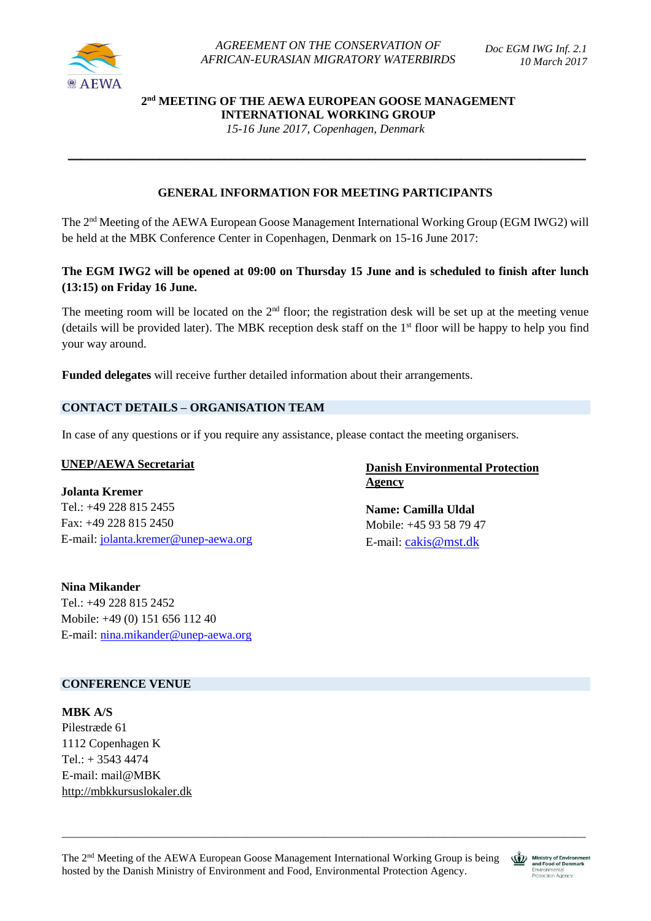*AGREEMENT ON THE CONSERVATION OF AFRICAN-EURASIAN MIGRATORY WATERBIRDS*

*Doc EGM IWG Inf. 2.1*
*10 March 2017*

# 2nd MEETING OF THE AEWA EUROPEAN GOOSE MANAGEMENT INTERNATIONAL WORKING GROUP

*15-16 June 2017, Copenhagen, Denmark*

---

## GENERAL INFORMATION FOR MEETING PARTICIPANTS

The 2nd Meeting of the AEWA European Goose Management International Working Group (EGM IWG2) will be held at the MBK Conference Center in Copenhagen, Denmark on 15-16 June 2017:

**The EGM IWG2 will be opened at 09:00 on Thursday 15 June and is scheduled to finish after lunch (13:15) on Friday 16 June.**

The meeting room will be located on the 2nd floor; the registration desk will be set up at the meeting venue (details will be provided later). The MBK reception desk staff on the 1st floor will be happy to help you find your way around.

**Funded delegates** will receive further detailed information about their arrangements.

## CONTACT DETAILS – ORGANISATION TEAM

In case of any questions or if you require any assistance, please contact the meeting organisers.

**UNEP/AEWA Secretariat**

**Jolanta Kremer**
Tel.: +49 228 815 2455
Fax: +49 228 815 2450
E-mail: jolanta.kremer@unep-aewa.org

**Nina Mikander**
Tel.: +49 228 815 2452
Mobile: +49 (0) 151 656 112 40
E-mail: nina.mikander@unep-aewa.org

**Danish Environmental Protection Agency**

**Name: Camilla Uldal**
Mobile: +45 93 58 79 47
E-mail: cakis@mst.dk

## CONFERENCE VENUE

**MBK A/S**
Pilestræde 61
1112 Copenhagen K
Tel.: + 3543 4474
E-mail: mail@MBK
http://mbkkursuslokaler.dk

---

The 2nd Meeting of the AEWA European Goose Management International Working Group is being hosted by the Danish Ministry of Environment and Food, Environmental Protection Agency.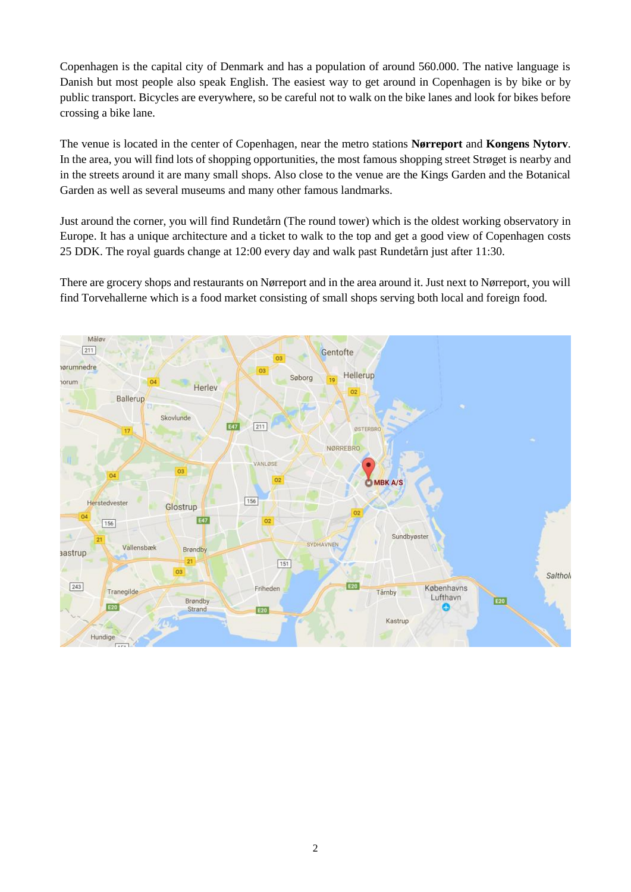Copenhagen is the capital city of Denmark and has a population of around 560.000. The native language is Danish but most people also speak English. The easiest way to get around in Copenhagen is by bike or by public transport. Bicycles are everywhere, so be careful not to walk on the bike lanes and look for bikes before crossing a bike lane.

The venue is located in the center of Copenhagen, near the metro stations **Nørreport** and **Kongens Nytorv**. In the area, you will find lots of shopping opportunities, the most famous shopping street Strøget is nearby and in the streets around it are many small shops. Also close to the venue are the Kings Garden and the Botanical Garden as well as several museums and many other famous landmarks.

Just around the corner, you will find Rundetårn (The round tower) which is the oldest working observatory in Europe. It has a unique architecture and a ticket to walk to the top and get a good view of Copenhagen costs 25 DDK. The royal guards change at 12:00 every day and walk past Rundetårn just after 11:30.

There are grocery shops and restaurants on Nørreport and in the area around it. Just next to Nørreport, you will find Torvehallerne which is a food market consisting of small shops serving both local and foreign food.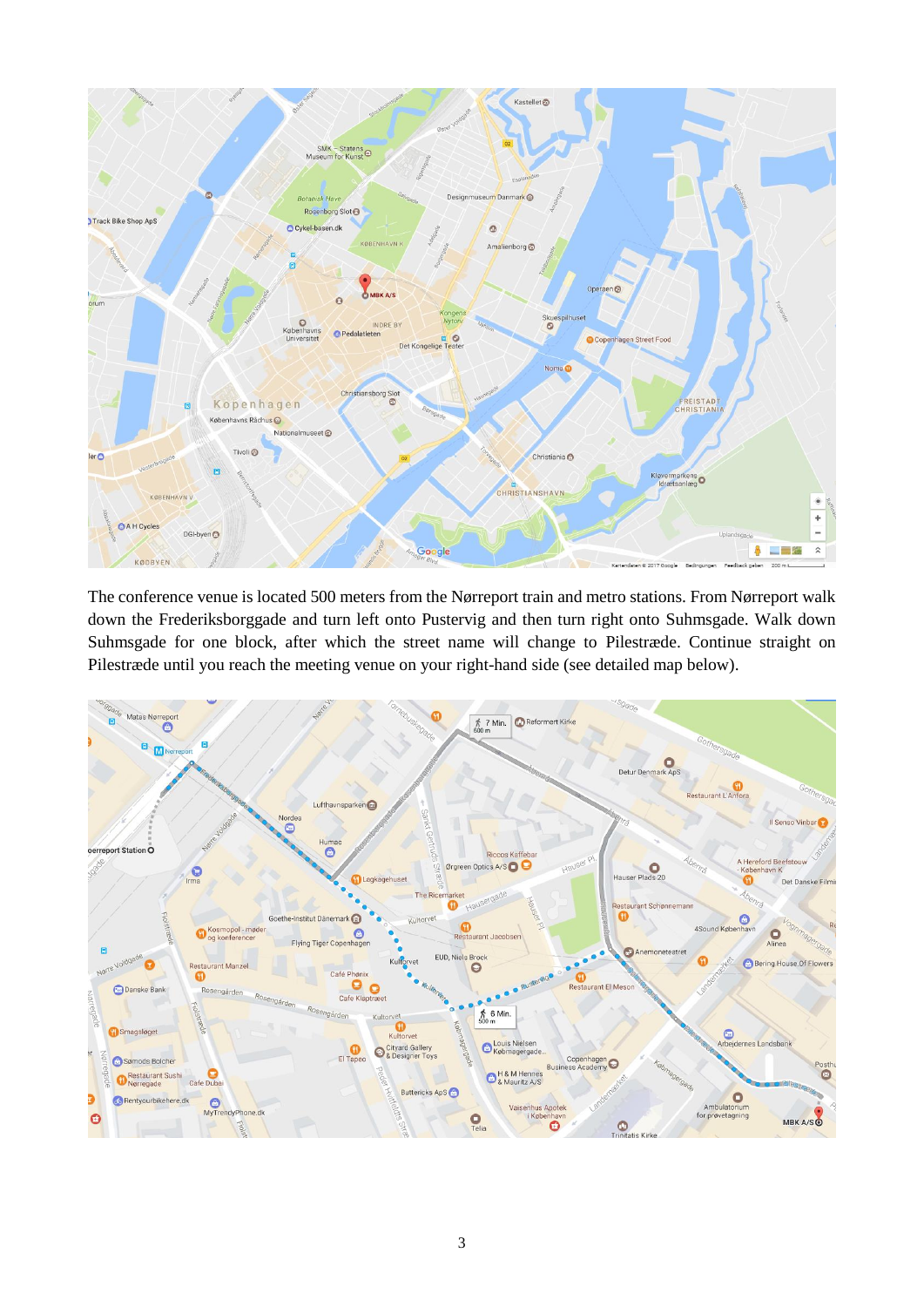The conference venue is located 500 meters from the Nørreport train and metro stations. From Nørreport walk down the Frederiksborggade and turn left onto Pustervig and then turn right onto Suhmsgade. Walk down Suhmsgade for one block, after which the street name will change to Pilestræde. Continue straight on Pilestræde until you reach the meeting venue on your right-hand side (see detailed map below).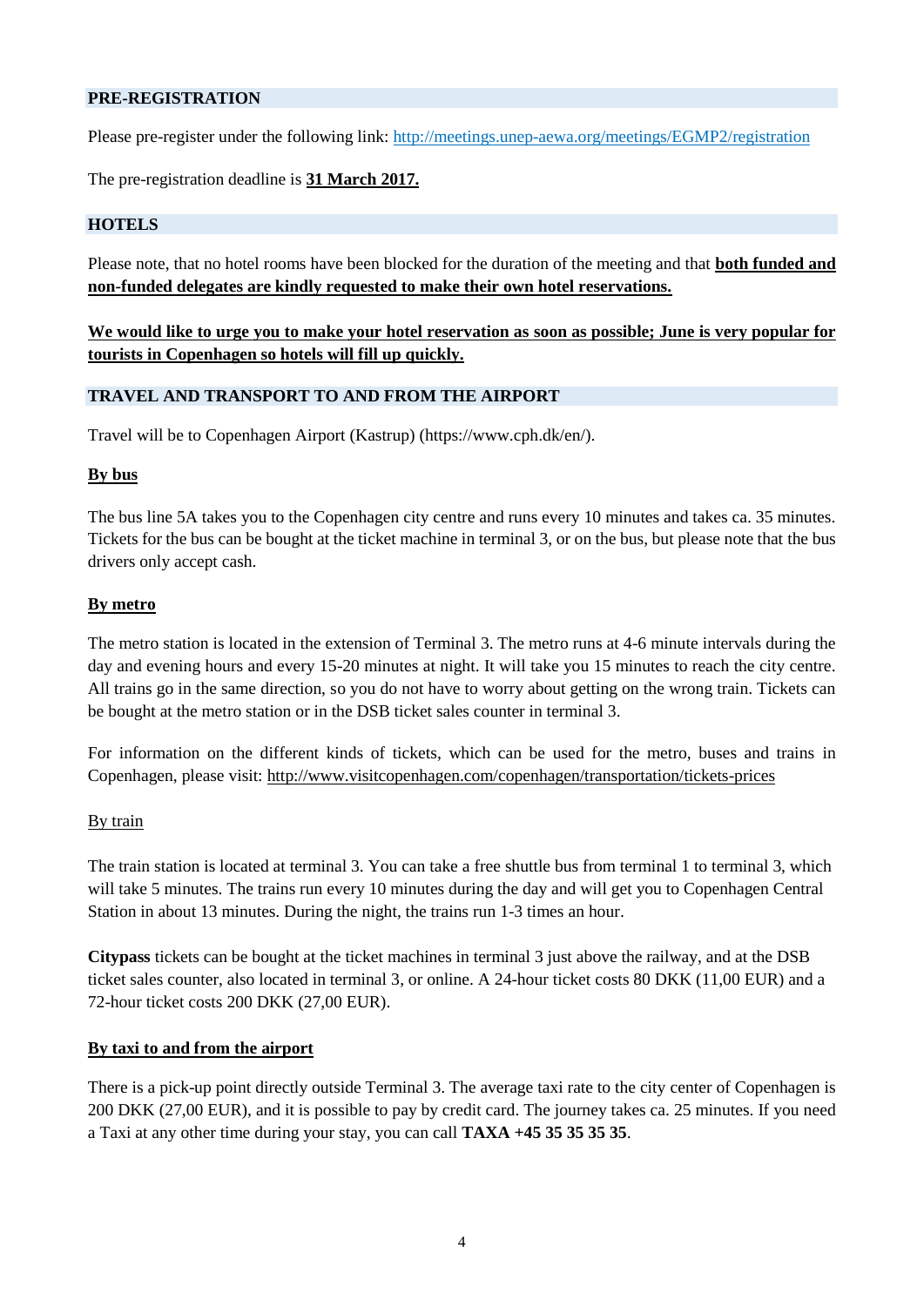## PRE-REGISTRATION

Please pre-register under the following link: http://meetings.unep-aewa.org/meetings/EGMP2/registration

The pre-registration deadline is **31 March 2017.**

## HOTELS

Please note, that no hotel rooms have been blocked for the duration of the meeting and that **both funded and non-funded delegates are kindly requested to make their own hotel reservations.**

**We would like to urge you to make your hotel reservation as soon as possible; June is very popular for tourists in Copenhagen so hotels will fill up quickly.**

## TRAVEL AND TRANSPORT TO AND FROM THE AIRPORT

Travel will be to Copenhagen Airport (Kastrup) (https://www.cph.dk/en/).

### By bus

The bus line 5A takes you to the Copenhagen city centre and runs every 10 minutes and takes ca. 35 minutes. Tickets for the bus can be bought at the ticket machine in terminal 3, or on the bus, but please note that the bus drivers only accept cash.

### By metro

The metro station is located in the extension of Terminal 3. The metro runs at 4-6 minute intervals during the day and evening hours and every 15-20 minutes at night. It will take you 15 minutes to reach the city centre. All trains go in the same direction, so you do not have to worry about getting on the wrong train. Tickets can be bought at the metro station or in the DSB ticket sales counter in terminal 3.

For information on the different kinds of tickets, which can be used for the metro, buses and trains in Copenhagen, please visit: http://www.visitcopenhagen.com/copenhagen/transportation/tickets-prices

### By train

The train station is located at terminal 3. You can take a free shuttle bus from terminal 1 to terminal 3, which will take 5 minutes. The trains run every 10 minutes during the day and will get you to Copenhagen Central Station in about 13 minutes. During the night, the trains run 1-3 times an hour.

**Citypass** tickets can be bought at the ticket machines in terminal 3 just above the railway, and at the DSB ticket sales counter, also located in terminal 3, or online. A 24-hour ticket costs 80 DKK (11,00 EUR) and a 72-hour ticket costs 200 DKK (27,00 EUR).

### By taxi to and from the airport

There is a pick-up point directly outside Terminal 3. The average taxi rate to the city center of Copenhagen is 200 DKK (27,00 EUR), and it is possible to pay by credit card. The journey takes ca. 25 minutes. If you need a Taxi at any other time during your stay, you can call **TAXA +45 35 35 35 35**.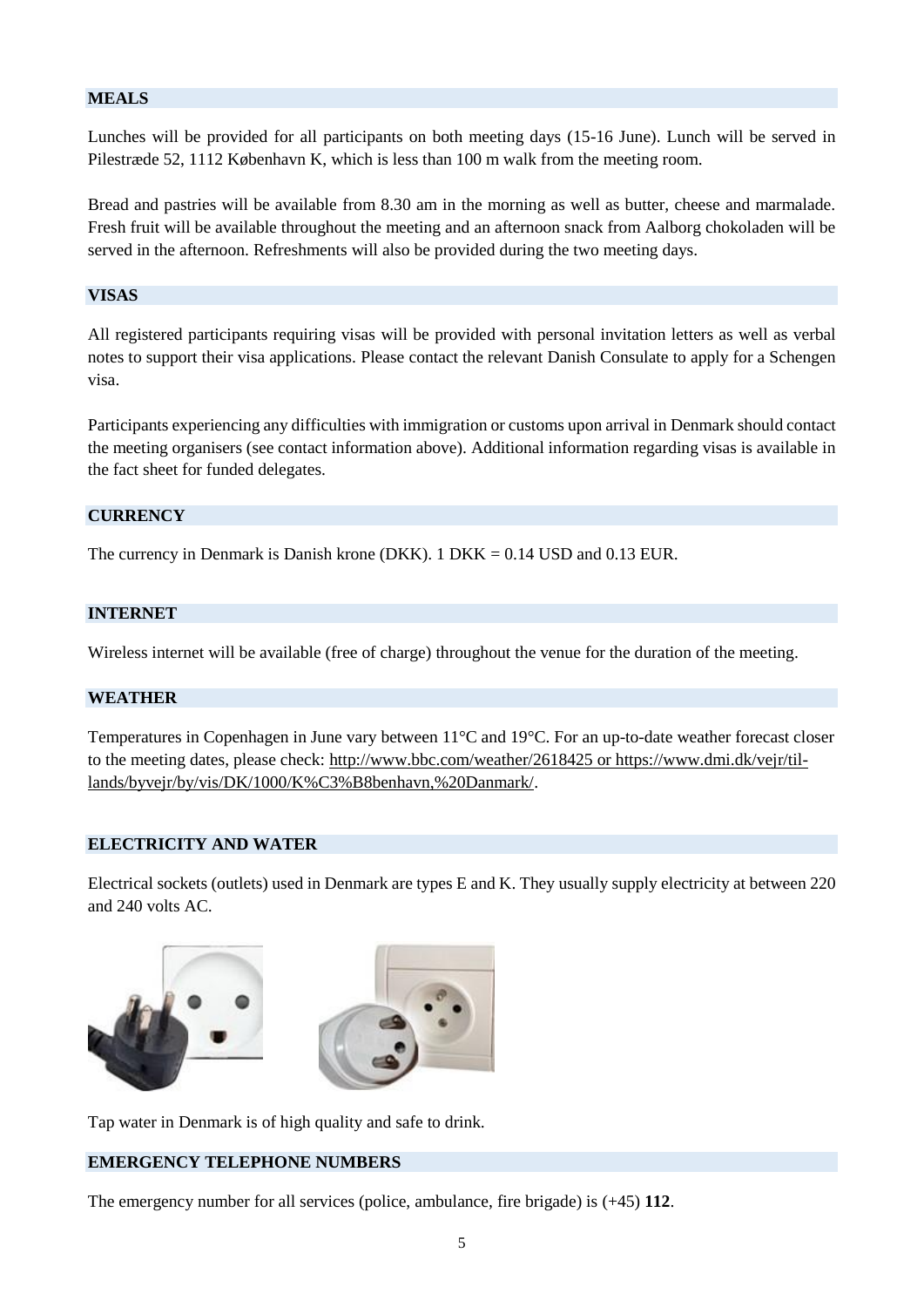## MEALS

Lunches will be provided for all participants on both meeting days (15-16 June). Lunch will be served in Pilestræde 52, 1112 København K, which is less than 100 m walk from the meeting room.

Bread and pastries will be available from 8.30 am in the morning as well as butter, cheese and marmalade. Fresh fruit will be available throughout the meeting and an afternoon snack from Aalborg chokoladen will be served in the afternoon. Refreshments will also be provided during the two meeting days.

## VISAS

All registered participants requiring visas will be provided with personal invitation letters as well as verbal notes to support their visa applications. Please contact the relevant Danish Consulate to apply for a Schengen visa.

Participants experiencing any difficulties with immigration or customs upon arrival in Denmark should contact the meeting organisers (see contact information above). Additional information regarding visas is available in the fact sheet for funded delegates.

## CURRENCY

The currency in Denmark is Danish krone (DKK). 1 DKK = 0.14 USD and 0.13 EUR.

## INTERNET

Wireless internet will be available (free of charge) throughout the venue for the duration of the meeting.

## WEATHER

Temperatures in Copenhagen in June vary between 11°C and 19°C. For an up-to-date weather forecast closer to the meeting dates, please check: http://www.bbc.com/weather/2618425 or https://www.dmi.dk/vejr/til-lands/byvejr/by/vis/DK/1000/K%C3%B8benhavn,%20Danmark/.

## ELECTRICITY AND WATER

Electrical sockets (outlets) used in Denmark are types E and K. They usually supply electricity at between 220 and 240 volts AC.

Tap water in Denmark is of high quality and safe to drink.

## EMERGENCY TELEPHONE NUMBERS

The emergency number for all services (police, ambulance, fire brigade) is (+45) **112**.